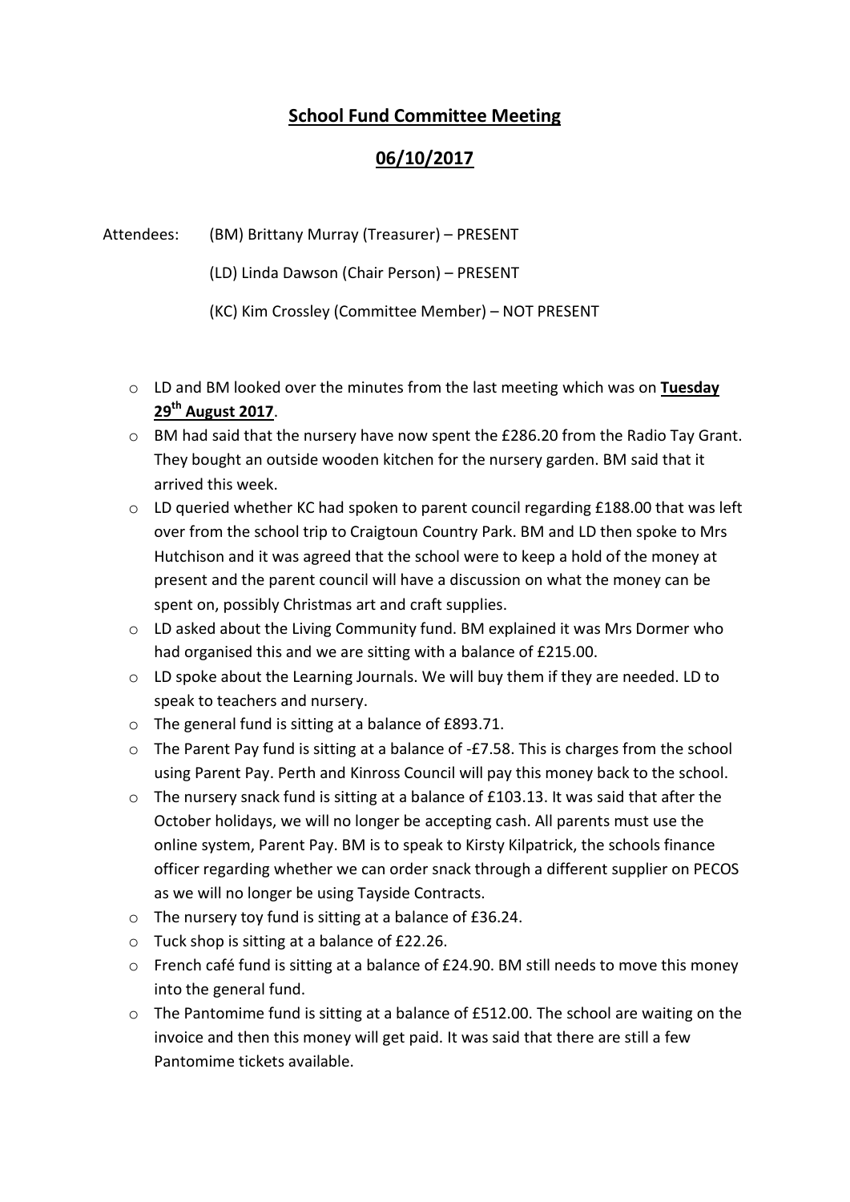# School Fund Committee Meeting

## 06/10/2017

Attendees: (BM) Brittany Murray (Treasurer) – PRESENT

(LD) Linda Dawson (Chair Person) – PRESENT

(KC) Kim Crossley (Committee Member) – NOT PRESENT

- LD and BM looked over the minutes from the last meeting which was on **Tuesday 29th August 2017**.
- BM had said that the nursery have now spent the £286.20 from the Radio Tay Grant. They bought an outside wooden kitchen for the nursery garden. BM said that it arrived this week.
- LD queried whether KC had spoken to parent council regarding £188.00 that was left over from the school trip to Craigtoun Country Park. BM and LD then spoke to Mrs Hutchison and it was agreed that the school were to keep a hold of the money at present and the parent council will have a discussion on what the money can be spent on, possibly Christmas art and craft supplies.
- LD asked about the Living Community fund. BM explained it was Mrs Dormer who had organised this and we are sitting with a balance of £215.00.
- LD spoke about the Learning Journals. We will buy them if they are needed. LD to speak to teachers and nursery.
- The general fund is sitting at a balance of £893.71.
- The Parent Pay fund is sitting at a balance of -£7.58. This is charges from the school using Parent Pay. Perth and Kinross Council will pay this money back to the school.
- The nursery snack fund is sitting at a balance of £103.13. It was said that after the October holidays, we will no longer be accepting cash. All parents must use the online system, Parent Pay. BM is to speak to Kirsty Kilpatrick, the schools finance officer regarding whether we can order snack through a different supplier on PECOS as we will no longer be using Tayside Contracts.
- The nursery toy fund is sitting at a balance of £36.24.
- Tuck shop is sitting at a balance of £22.26.
- French café fund is sitting at a balance of £24.90. BM still needs to move this money into the general fund.
- The Pantomime fund is sitting at a balance of £512.00. The school are waiting on the invoice and then this money will get paid. It was said that there are still a few Pantomime tickets available.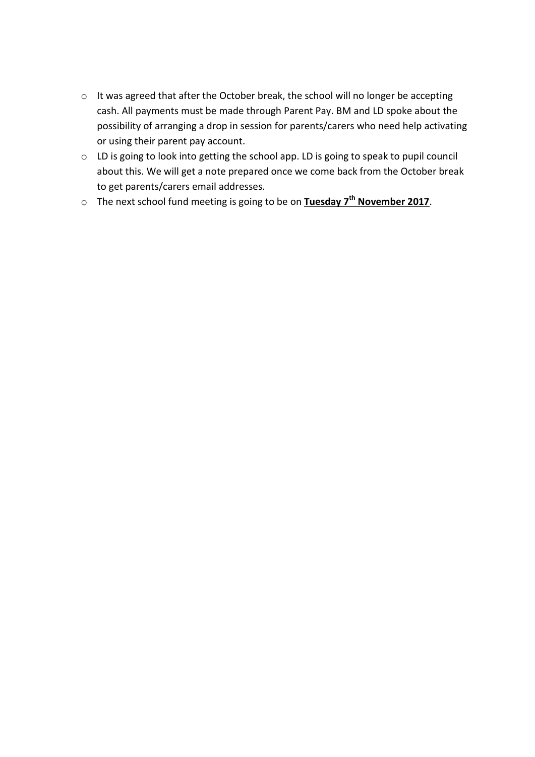- It was agreed that after the October break, the school will no longer be accepting cash. All payments must be made through Parent Pay. BM and LD spoke about the possibility of arranging a drop in session for parents/carers who need help activating or using their parent pay account.
- LD is going to look into getting the school app. LD is going to speak to pupil council about this. We will get a note prepared once we come back from the October break to get parents/carers email addresses.
- The next school fund meeting is going to be on **Tuesday 7th November 2017**.